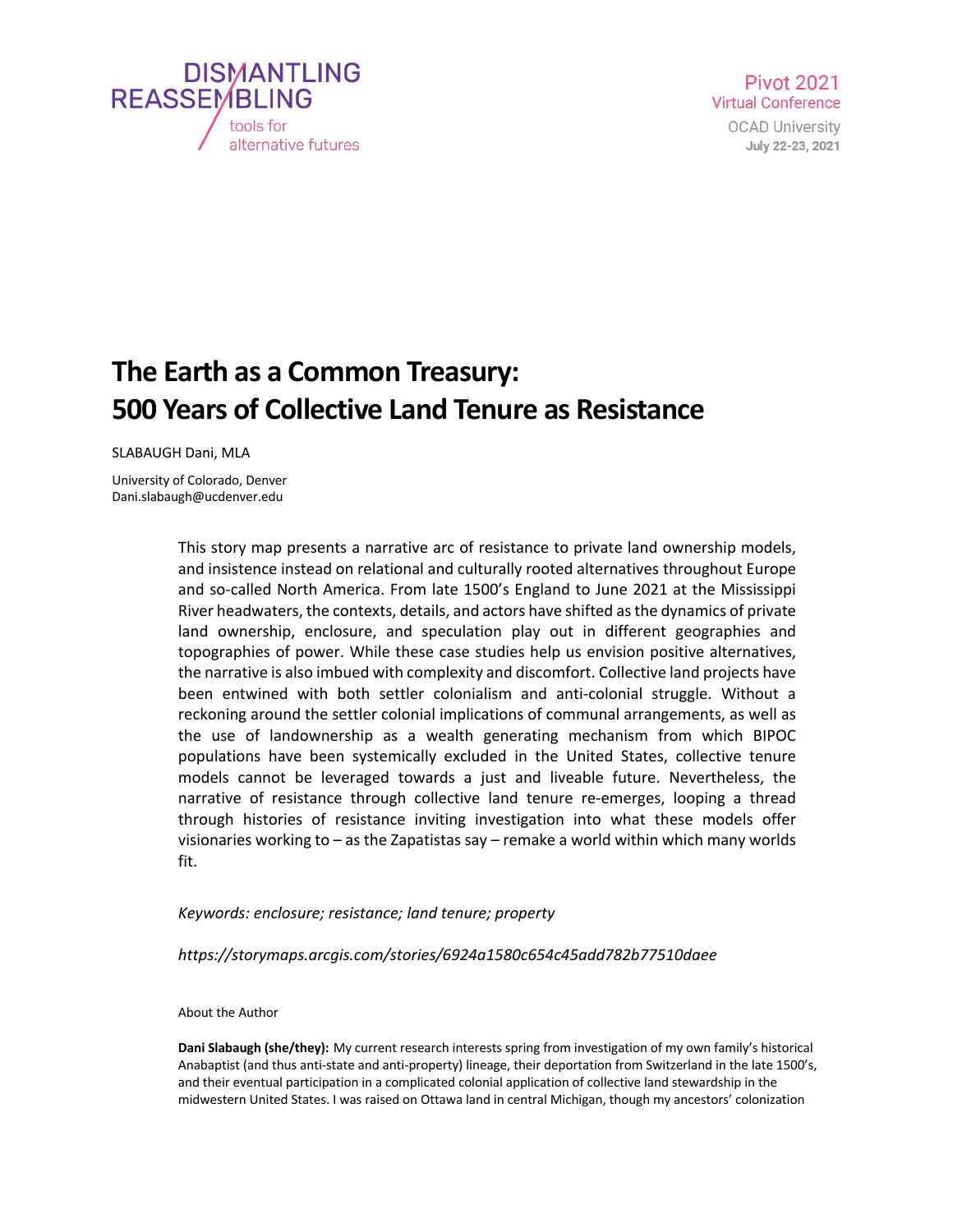# The Earth as a Common Treasury: 500 Years of Collective Land Tenure as Resistance

SLABAUGH Dani, MLA

University of Colorado, Denver
Dani.slabaugh@ucdenver.edu

This story map presents a narrative arc of resistance to private land ownership models, and insistence instead on relational and culturally rooted alternatives throughout Europe and so-called North America. From late 1500's England to June 2021 at the Mississippi River headwaters, the contexts, details, and actors have shifted as the dynamics of private land ownership, enclosure, and speculation play out in different geographies and topographies of power. While these case studies help us envision positive alternatives, the narrative is also imbued with complexity and discomfort. Collective land projects have been entwined with both settler colonialism and anti-colonial struggle. Without a reckoning around the settler colonial implications of communal arrangements, as well as the use of landownership as a wealth generating mechanism from which BIPOC populations have been systemically excluded in the United States, collective tenure models cannot be leveraged towards a just and liveable future. Nevertheless, the narrative of resistance through collective land tenure re-emerges, looping a thread through histories of resistance inviting investigation into what these models offer visionaries working to – as the Zapatistas say – remake a world within which many worlds fit.

*Keywords: enclosure; resistance; land tenure; property*

*https://storymaps.arcgis.com/stories/6924a1580c654c45add782b77510daee*

About the Author

**Dani Slabaugh (she/they):** My current research interests spring from investigation of my own family's historical Anabaptist (and thus anti-state and anti-property) lineage, their deportation from Switzerland in the late 1500's, and their eventual participation in a complicated colonial application of collective land stewardship in the midwestern United States. I was raised on Ottawa land in central Michigan, though my ancestors' colonization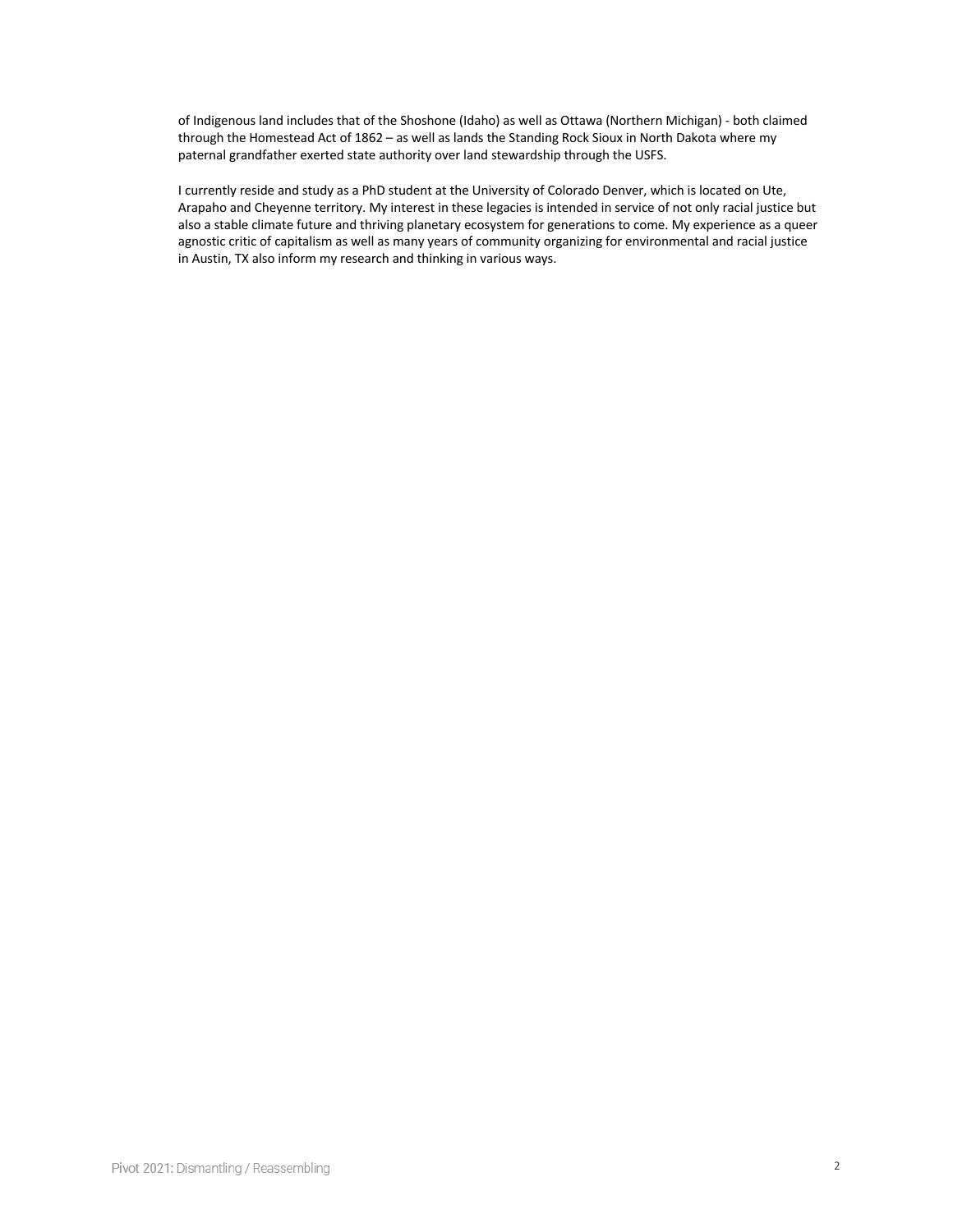of Indigenous land includes that of the Shoshone (Idaho) as well as Ottawa (Northern Michigan) - both claimed through the Homestead Act of 1862 – as well as lands the Standing Rock Sioux in North Dakota where my paternal grandfather exerted state authority over land stewardship through the USFS.

I currently reside and study as a PhD student at the University of Colorado Denver, which is located on Ute, Arapaho and Cheyenne territory. My interest in these legacies is intended in service of not only racial justice but also a stable climate future and thriving planetary ecosystem for generations to come. My experience as a queer agnostic critic of capitalism as well as many years of community organizing for environmental and racial justice in Austin, TX also inform my research and thinking in various ways.